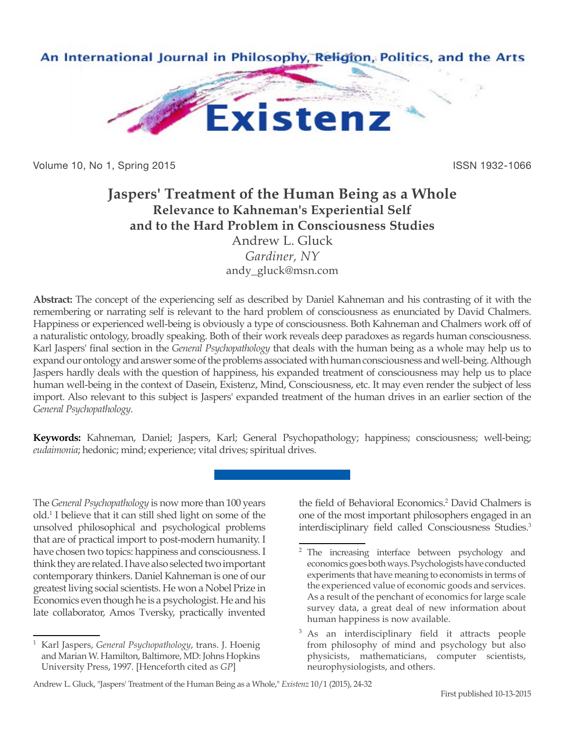# Jaspers' Treatment of the Human Being as a Whole

## Relevance to Kahneman's Experiential Self and to the Hard Problem in Consciousness Studies

Andrew L. Gluck

*Gardiner, NY*

andy_gluck@msn.com

**Abstract:** The concept of the experiencing self as described by Daniel Kahneman and his contrasting of it with the remembering or narrating self is relevant to the hard problem of consciousness as enunciated by David Chalmers. Happiness or experienced well-being is obviously a type of consciousness. Both Kahneman and Chalmers work off of a naturalistic ontology, broadly speaking. Both of their work reveals deep paradoxes as regards human consciousness. Karl Jaspers' final section in the *General Psychopathology* that deals with the human being as a whole may help us to expand our ontology and answer some of the problems associated with human consciousness and well-being. Although Jaspers hardly deals with the question of happiness, his expanded treatment of consciousness may help us to place human well-being in the context of Dasein, Existenz, Mind, Consciousness, etc. It may even render the subject of less import. Also relevant to this subject is Jaspers' expanded treatment of the human drives in an earlier section of the *General Psychopathology*.

**Keywords:** Kahneman, Daniel; Jaspers, Karl; General Psychopathology; happiness; consciousness; well-being; *eudaimonia*; hedonic; mind; experience; vital drives; spiritual drives.

---

The *General Psychopathology* is now more than 100 years old.[1] I believe that it can still shed light on some of the unsolved philosophical and psychological problems that are of practical import to post-modern humanity. I have chosen two topics: happiness and consciousness. I think they are related. I have also selected two important contemporary thinkers. Daniel Kahneman is one of our greatest living social scientists. He won a Nobel Prize in Economics even though he is a psychologist. He and his late collaborator, Amos Tversky, practically invented the field of Behavioral Economics.[2] David Chalmers is one of the most important philosophers engaged in an interdisciplinary field called Consciousness Studies.[3]

---

[1] Karl Jaspers, *General Psychopathology*, trans. J. Hoenig and Marian W. Hamilton, Baltimore, MD: Johns Hopkins University Press, 1997. [Henceforth cited as *GP*]

[2] The increasing interface between psychology and economics goes both ways. Psychologists have conducted experiments that have meaning to economists in terms of the experienced value of economic goods and services. As a result of the penchant of economics for large scale survey data, a great deal of new information about human happiness is now available.

[3] As an interdisciplinary field it attracts people from philosophy of mind and psychology but also physicists, mathematicians, computer scientists, neurophysiologists, and others.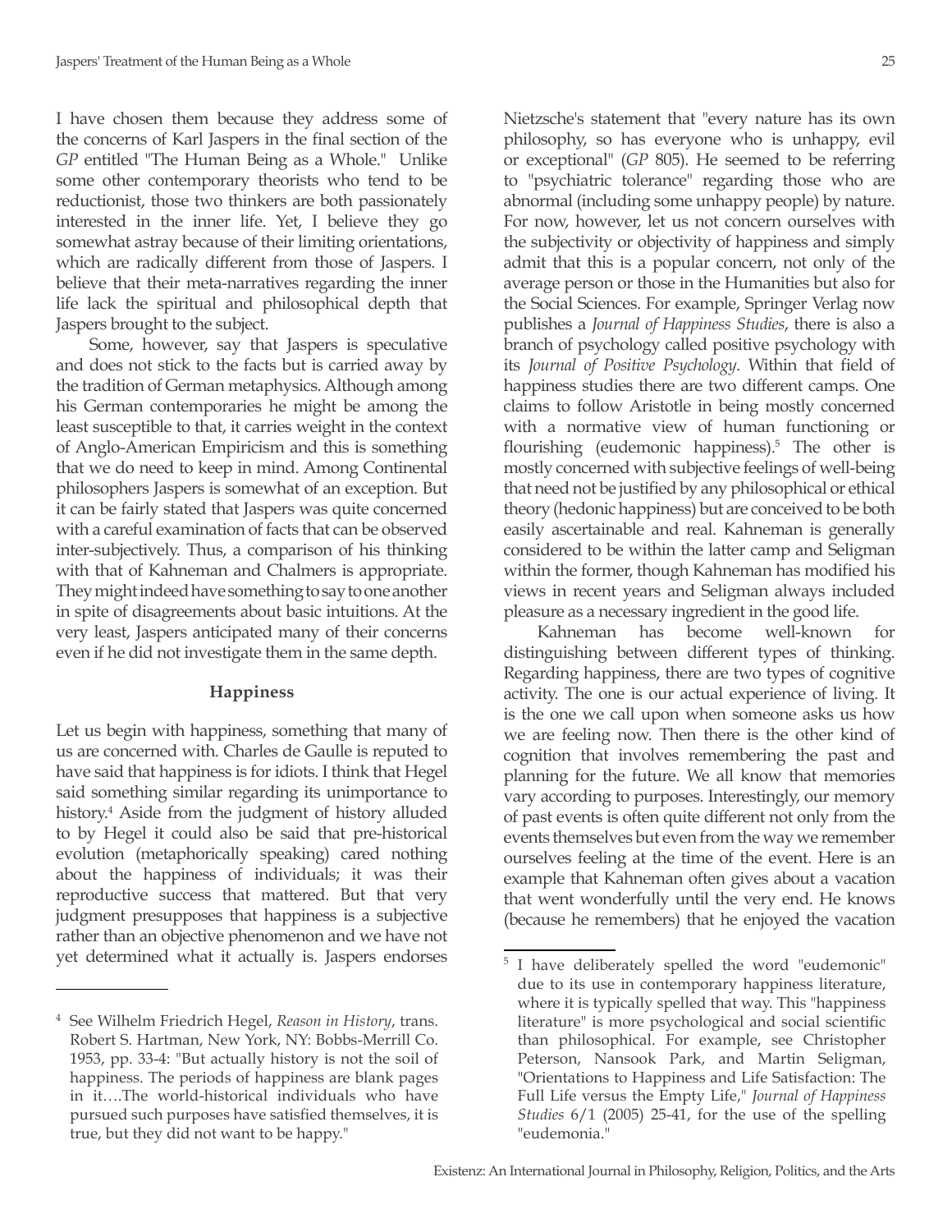I have chosen them because they address some of the concerns of Karl Jaspers in the final section of the *GP* entitled "The Human Being as a Whole." Unlike some other contemporary theorists who tend to be reductionist, those two thinkers are both passionately interested in the inner life. Yet, I believe they go somewhat astray because of their limiting orientations, which are radically different from those of Jaspers. I believe that their meta-narratives regarding the inner life lack the spiritual and philosophical depth that Jaspers brought to the subject.

Some, however, say that Jaspers is speculative and does not stick to the facts but is carried away by the tradition of German metaphysics. Although among his German contemporaries he might be among the least susceptible to that, it carries weight in the context of Anglo-American Empiricism and this is something that we need to keep in mind. Among Continental philosophers Jaspers is somewhat of an exception. But it can be fairly stated that Jaspers was quite concerned with a careful examination of facts that can be observed inter-subjectively. Thus, a comparison of his thinking with that of Kahneman and Chalmers is appropriate. They might indeed have something to say to one another in spite of disagreements about basic intuitions. At the very least, Jaspers anticipated many of their concerns even if he did not investigate them in the same depth.

## Happiness

Let us begin with happiness, something that many of us are concerned with. Charles de Gaulle is reputed to have said that happiness is for idiots. I think that Hegel said something similar regarding its unimportance to history.[4] Aside from the judgment of history alluded to by Hegel it could also be said that pre-historical evolution (metaphorically speaking) cared nothing about the happiness of individuals; it was their reproductive success that mattered. But that very judgment presupposes that happiness is a subjective rather than an objective phenomenon and we have not yet determined what it actually is. Jaspers endorses Nietzsche's statement that "every nature has its own philosophy, so has everyone who is unhappy, evil or exceptional" (*GP* 805). He seemed to be referring to "psychiatric tolerance" regarding those who are abnormal (including some unhappy people) by nature. For now, however, let us not concern ourselves with the subjectivity or objectivity of happiness and simply admit that this is a popular concern, not only of the average person or those in the Humanities but also for the Social Sciences. For example, Springer Verlag now publishes a *Journal of Happiness Studies*, there is also a branch of psychology called positive psychology with its *Journal of Positive Psychology*. Within that field of happiness studies there are two different camps. One claims to follow Aristotle in being mostly concerned with a normative view of human functioning or flourishing (eudemonic happiness).[5] The other is mostly concerned with subjective feelings of well-being that need not be justified by any philosophical or ethical theory (hedonic happiness) but are conceived to be both easily ascertainable and real. Kahneman is generally considered to be within the latter camp and Seligman within the former, though Kahneman has modified his views in recent years and Seligman always included pleasure as a necessary ingredient in the good life.

Kahneman has become well-known for distinguishing between different types of thinking. Regarding happiness, there are two types of cognitive activity. The one is our actual experience of living. It is the one we call upon when someone asks us how we are feeling now. Then there is the other kind of cognition that involves remembering the past and planning for the future. We all know that memories vary according to purposes. Interestingly, our memory of past events is often quite different not only from the events themselves but even from the way we remember ourselves feeling at the time of the event. Here is an example that Kahneman often gives about a vacation that went wonderfully until the very end. He knows (because he remembers) that he enjoyed the vacation

---

[4] See Wilhelm Friedrich Hegel, *Reason in History*, trans. Robert S. Hartman, New York, NY: Bobbs-Merrill Co. 1953, pp. 33-4: "But actually history is not the soil of happiness. The periods of happiness are blank pages in it….The world-historical individuals who have pursued such purposes have satisfied themselves, it is true, but they did not want to be happy."

[5] I have deliberately spelled the word "eudemonic" due to its use in contemporary happiness literature, where it is typically spelled that way. This "happiness literature" is more psychological and social scientific than philosophical. For example, see Christopher Peterson, Nansook Park, and Martin Seligman, "Orientations to Happiness and Life Satisfaction: The Full Life versus the Empty Life," *Journal of Happiness Studies* 6/1 (2005) 25-41, for the use of the spelling "eudemonia."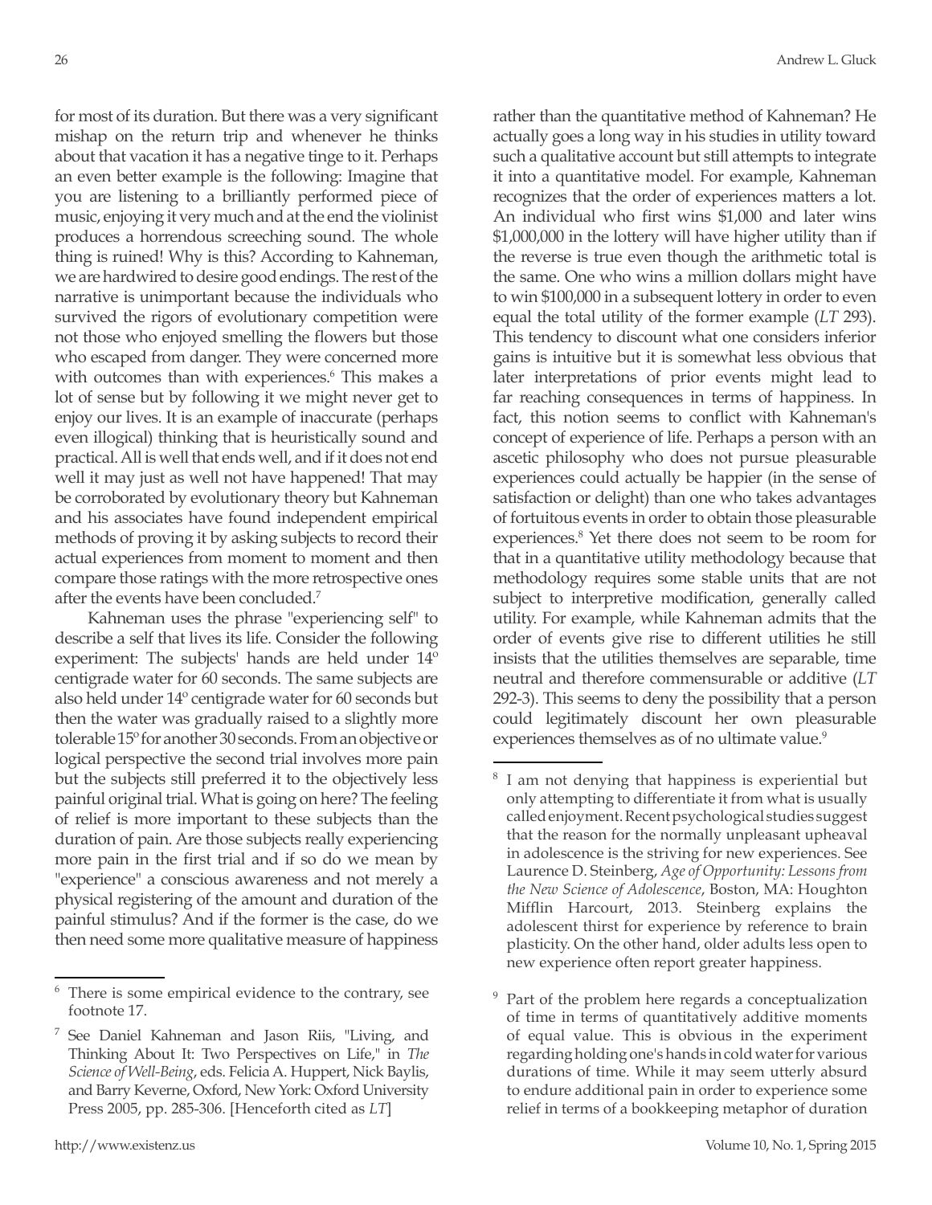for most of its duration. But there was a very significant mishap on the return trip and whenever he thinks about that vacation it has a negative tinge to it. Perhaps an even better example is the following: Imagine that you are listening to a brilliantly performed piece of music, enjoying it very much and at the end the violinist produces a horrendous screeching sound. The whole thing is ruined! Why is this? According to Kahneman, we are hardwired to desire good endings. The rest of the narrative is unimportant because the individuals who survived the rigors of evolutionary competition were not those who enjoyed smelling the flowers but those who escaped from danger. They were concerned more with outcomes than with experiences.[6] This makes a lot of sense but by following it we might never get to enjoy our lives. It is an example of inaccurate (perhaps even illogical) thinking that is heuristically sound and practical. All is well that ends well, and if it does not end well it may just as well not have happened! That may be corroborated by evolutionary theory but Kahneman and his associates have found independent empirical methods of proving it by asking subjects to record their actual experiences from moment to moment and then compare those ratings with the more retrospective ones after the events have been concluded.[7]

Kahneman uses the phrase "experiencing self" to describe a self that lives its life. Consider the following experiment: The subjects' hands are held under 14º centigrade water for 60 seconds. The same subjects are also held under 14º centigrade water for 60 seconds but then the water was gradually raised to a slightly more tolerable 15º for another 30 seconds. From an objective or logical perspective the second trial involves more pain but the subjects still preferred it to the objectively less painful original trial. What is going on here? The feeling of relief is more important to these subjects than the duration of pain. Are those subjects really experiencing more pain in the first trial and if so do we mean by "experience" a conscious awareness and not merely a physical registering of the amount and duration of the painful stimulus? And if the former is the case, do we then need some more qualitative measure of happiness rather than the quantitative method of Kahneman? He actually goes a long way in his studies in utility toward such a qualitative account but still attempts to integrate it into a quantitative model. For example, Kahneman recognizes that the order of experiences matters a lot. An individual who first wins $1,000 and later wins $1,000,000 in the lottery will have higher utility than if the reverse is true even though the arithmetic total is the same. One who wins a million dollars might have to win $100,000 in a subsequent lottery in order to even equal the total utility of the former example (*LT* 293). This tendency to discount what one considers inferior gains is intuitive but it is somewhat less obvious that later interpretations of prior events might lead to far reaching consequences in terms of happiness. In fact, this notion seems to conflict with Kahneman's concept of experience of life. Perhaps a person with an ascetic philosophy who does not pursue pleasurable experiences could actually be happier (in the sense of satisfaction or delight) than one who takes advantages of fortuitous events in order to obtain those pleasurable experiences.[8] Yet there does not seem to be room for that in a quantitative utility methodology because that methodology requires some stable units that are not subject to interpretive modification, generally called utility. For example, while Kahneman admits that the order of events give rise to different utilities he still insists that the utilities themselves are separable, time neutral and therefore commensurable or additive (*LT* 292-3). This seems to deny the possibility that a person could legitimately discount her own pleasurable experiences themselves as of no ultimate value.[9]

---

[6] There is some empirical evidence to the contrary, see footnote 17.

[7] See Daniel Kahneman and Jason Riis, "Living, and Thinking About It: Two Perspectives on Life," in *The Science of Well-Being*, eds. Felicia A. Huppert, Nick Baylis, and Barry Keverne, Oxford, New York: Oxford University Press 2005, pp. 285-306. [Henceforth cited as *LT*]

[8] I am not denying that happiness is experiential but only attempting to differentiate it from what is usually called enjoyment. Recent psychological studies suggest that the reason for the normally unpleasant upheaval in adolescence is the striving for new experiences. See Laurence D. Steinberg, *Age of Opportunity: Lessons from the New Science of Adolescence*, Boston, MA: Houghton Mifflin Harcourt, 2013. Steinberg explains the adolescent thirst for experience by reference to brain plasticity. On the other hand, older adults less open to new experience often report greater happiness.

[9] Part of the problem here regards a conceptualization of time in terms of quantitatively additive moments of equal value. This is obvious in the experiment regarding holding one's hands in cold water for various durations of time. While it may seem utterly absurd to endure additional pain in order to experience some relief in terms of a bookkeeping metaphor of duration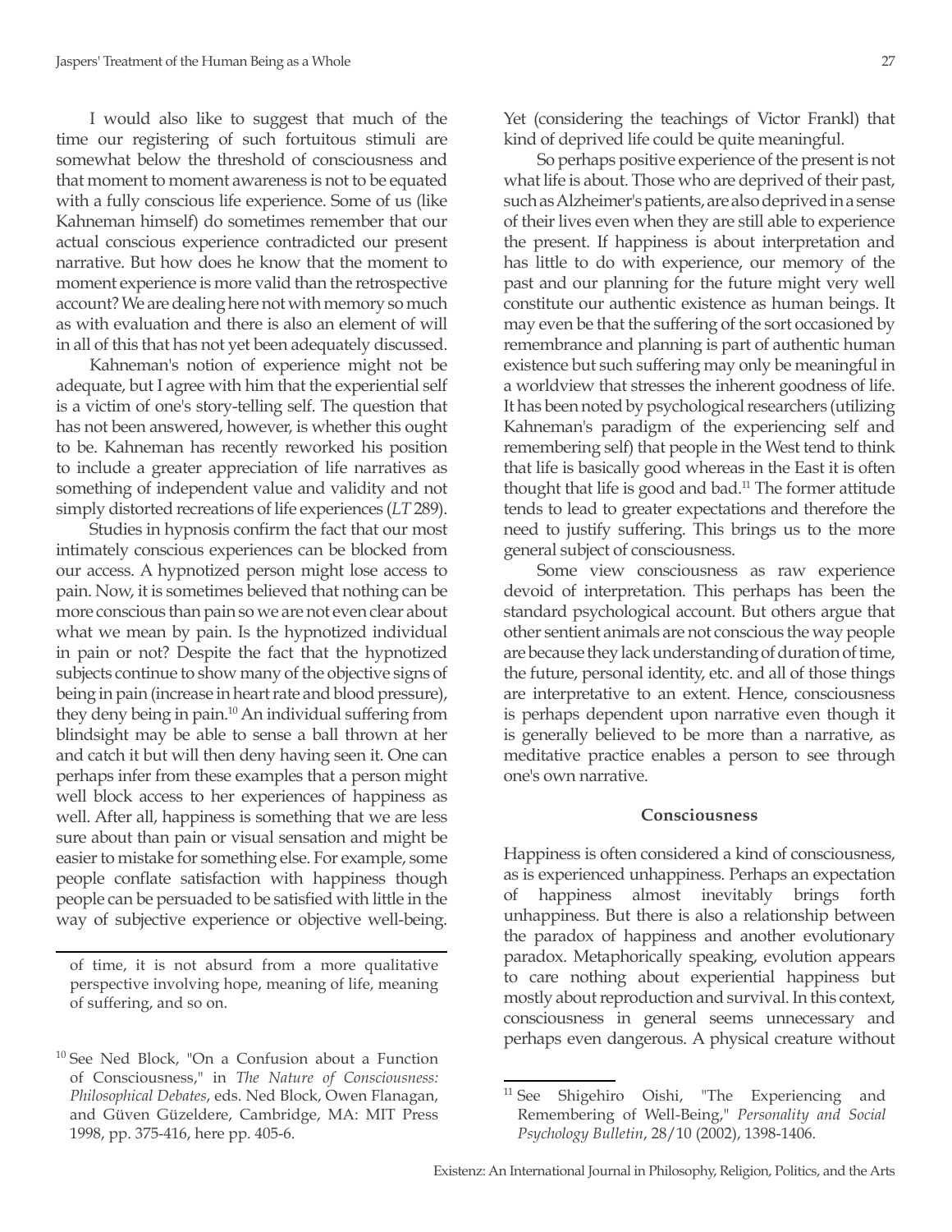I would also like to suggest that much of the time our registering of such fortuitous stimuli are somewhat below the threshold of consciousness and that moment to moment awareness is not to be equated with a fully conscious life experience. Some of us (like Kahneman himself) do sometimes remember that our actual conscious experience contradicted our present narrative. But how does he know that the moment to moment experience is more valid than the retrospective account? We are dealing here not with memory so much as with evaluation and there is also an element of will in all of this that has not yet been adequately discussed.

Kahneman's notion of experience might not be adequate, but I agree with him that the experiential self is a victim of one's story-telling self. The question that has not been answered, however, is whether this ought to be. Kahneman has recently reworked his position to include a greater appreciation of life narratives as something of independent value and validity and not simply distorted recreations of life experiences (*LT* 289).

Studies in hypnosis confirm the fact that our most intimately conscious experiences can be blocked from our access. A hypnotized person might lose access to pain. Now, it is sometimes believed that nothing can be more conscious than pain so we are not even clear about what we mean by pain. Is the hypnotized individual in pain or not? Despite the fact that the hypnotized subjects continue to show many of the objective signs of being in pain (increase in heart rate and blood pressure), they deny being in pain.[10] An individual suffering from blindsight may be able to sense a ball thrown at her and catch it but will then deny having seen it. One can perhaps infer from these examples that a person might well block access to her experiences of happiness as well. After all, happiness is something that we are less sure about than pain or visual sensation and might be easier to mistake for something else. For example, some people conflate satisfaction with happiness though people can be persuaded to be satisfied with little in the way of subjective experience or objective well-being. Yet (considering the teachings of Victor Frankl) that kind of deprived life could be quite meaningful.

So perhaps positive experience of the present is not what life is about. Those who are deprived of their past, such as Alzheimer's patients, are also deprived in a sense of their lives even when they are still able to experience the present. If happiness is about interpretation and has little to do with experience, our memory of the past and our planning for the future might very well constitute our authentic existence as human beings. It may even be that the suffering of the sort occasioned by remembrance and planning is part of authentic human existence but such suffering may only be meaningful in a worldview that stresses the inherent goodness of life. It has been noted by psychological researchers (utilizing Kahneman's paradigm of the experiencing self and remembering self) that people in the West tend to think that life is basically good whereas in the East it is often thought that life is good and bad.[11] The former attitude tends to lead to greater expectations and therefore the need to justify suffering. This brings us to the more general subject of consciousness.

Some view consciousness as raw experience devoid of interpretation. This perhaps has been the standard psychological account. But others argue that other sentient animals are not conscious the way people are because they lack understanding of duration of time, the future, personal identity, etc. and all of those things are interpretative to an extent. Hence, consciousness is perhaps dependent upon narrative even though it is generally believed to be more than a narrative, as meditative practice enables a person to see through one's own narrative.

### Consciousness

Happiness is often considered a kind of consciousness, as is experienced unhappiness. Perhaps an expectation of happiness almost inevitably brings forth unhappiness. But there is also a relationship between the paradox of happiness and another evolutionary paradox. Metaphorically speaking, evolution appears to care nothing about experiential happiness but mostly about reproduction and survival. In this context, consciousness in general seems unnecessary and perhaps even dangerous. A physical creature without

---

of time, it is not absurd from a more qualitative perspective involving hope, meaning of life, meaning of suffering, and so on.

[10] See Ned Block, "On a Confusion about a Function of Consciousness," in *The Nature of Consciousness: Philosophical Debates*, eds. Ned Block, Owen Flanagan, and Güven Güzeldere, Cambridge, MA: MIT Press 1998, pp. 375-416, here pp. 405-6.

[11] See Shigehiro Oishi, "The Experiencing and Remembering of Well-Being," *Personality and Social Psychology Bulletin*, 28/10 (2002), 1398-1406.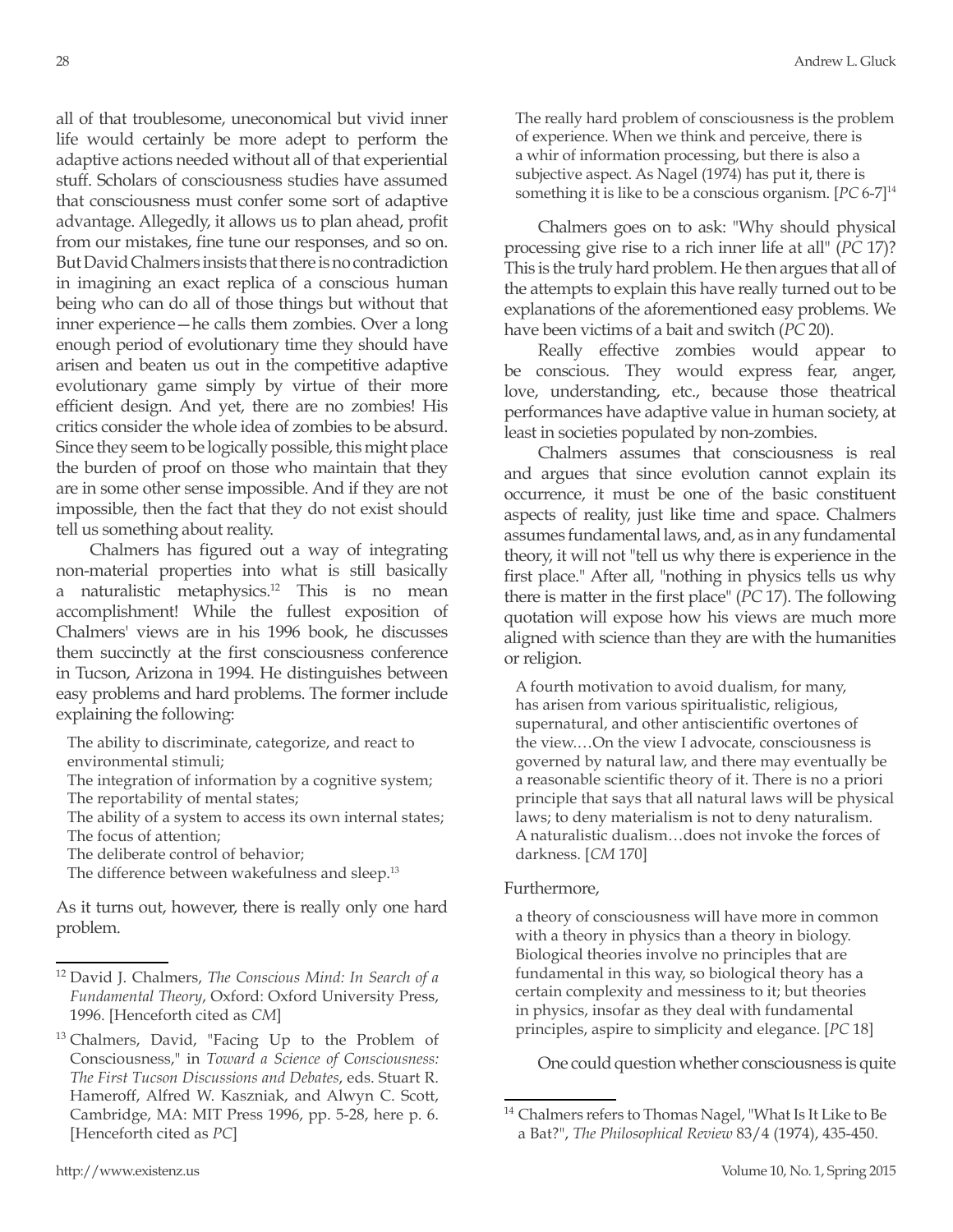all of that troublesome, uneconomical but vivid inner life would certainly be more adept to perform the adaptive actions needed without all of that experiential stuff. Scholars of consciousness studies have assumed that consciousness must confer some sort of adaptive advantage. Allegedly, it allows us to plan ahead, profit from our mistakes, fine tune our responses, and so on. But David Chalmers insists that there is no contradiction in imagining an exact replica of a conscious human being who can do all of those things but without that inner experience—he calls them zombies. Over a long enough period of evolutionary time they should have arisen and beaten us out in the competitive adaptive evolutionary game simply by virtue of their more efficient design. And yet, there are no zombies! His critics consider the whole idea of zombies to be absurd. Since they seem to be logically possible, this might place the burden of proof on those who maintain that they are in some other sense impossible. And if they are not impossible, then the fact that they do not exist should tell us something about reality.

Chalmers has figured out a way of integrating non-material properties into what is still basically a naturalistic metaphysics.[12] This is no mean accomplishment! While the fullest exposition of Chalmers' views are in his 1996 book, he discusses them succinctly at the first consciousness conference in Tucson, Arizona in 1994. He distinguishes between easy problems and hard problems. The former include explaining the following:

> The ability to discriminate, categorize, and react to environmental stimuli;
> The integration of information by a cognitive system;
> The reportability of mental states;
> The ability of a system to access its own internal states;
> The focus of attention;
> The deliberate control of behavior;
> The difference between wakefulness and sleep.[13]

As it turns out, however, there is really only one hard problem.

> The really hard problem of consciousness is the problem of experience. When we think and perceive, there is a whir of information processing, but there is also a subjective aspect. As Nagel (1974) has put it, there is something it is like to be a conscious organism. [*PC* 6-7][14]

Chalmers goes on to ask: "Why should physical processing give rise to a rich inner life at all" (*PC* 17)? This is the truly hard problem. He then argues that all of the attempts to explain this have really turned out to be explanations of the aforementioned easy problems. We have been victims of a bait and switch (*PC* 20).

Really effective zombies would appear to be conscious. They would express fear, anger, love, understanding, etc., because those theatrical performances have adaptive value in human society, at least in societies populated by non-zombies.

Chalmers assumes that consciousness is real and argues that since evolution cannot explain its occurrence, it must be one of the basic constituent aspects of reality, just like time and space. Chalmers assumes fundamental laws, and, as in any fundamental theory, it will not "tell us why there is experience in the first place." After all, "nothing in physics tells us why there is matter in the first place" (*PC* 17). The following quotation will expose how his views are much more aligned with science than they are with the humanities or religion.

> A fourth motivation to avoid dualism, for many, has arisen from various spiritualistic, religious, supernatural, and other antiscientific overtones of the view.…On the view I advocate, consciousness is governed by natural law, and there may eventually be a reasonable scientific theory of it. There is no a priori principle that says that all natural laws will be physical laws; to deny materialism is not to deny naturalism. A naturalistic dualism…does not invoke the forces of darkness. [*CM* 170]

Furthermore,

> a theory of consciousness will have more in common with a theory in physics than a theory in biology. Biological theories involve no principles that are fundamental in this way, so biological theory has a certain complexity and messiness to it; but theories in physics, insofar as they deal with fundamental principles, aspire to simplicity and elegance. [*PC* 18]

One could question whether consciousness is quite

---

[12] David J. Chalmers, *The Conscious Mind: In Search of a Fundamental Theory*, Oxford: Oxford University Press, 1996. [Henceforth cited as *CM*]

[13] Chalmers, David, "Facing Up to the Problem of Consciousness," in *Toward a Science of Consciousness: The First Tucson Discussions and Debates*, eds. Stuart R. Hameroff, Alfred W. Kaszniak, and Alwyn C. Scott, Cambridge, MA: MIT Press 1996, pp. 5-28, here p. 6. [Henceforth cited as *PC*]

[14] Chalmers refers to Thomas Nagel, "What Is It Like to Be a Bat?", *The Philosophical Review* 83/4 (1974), 435-450.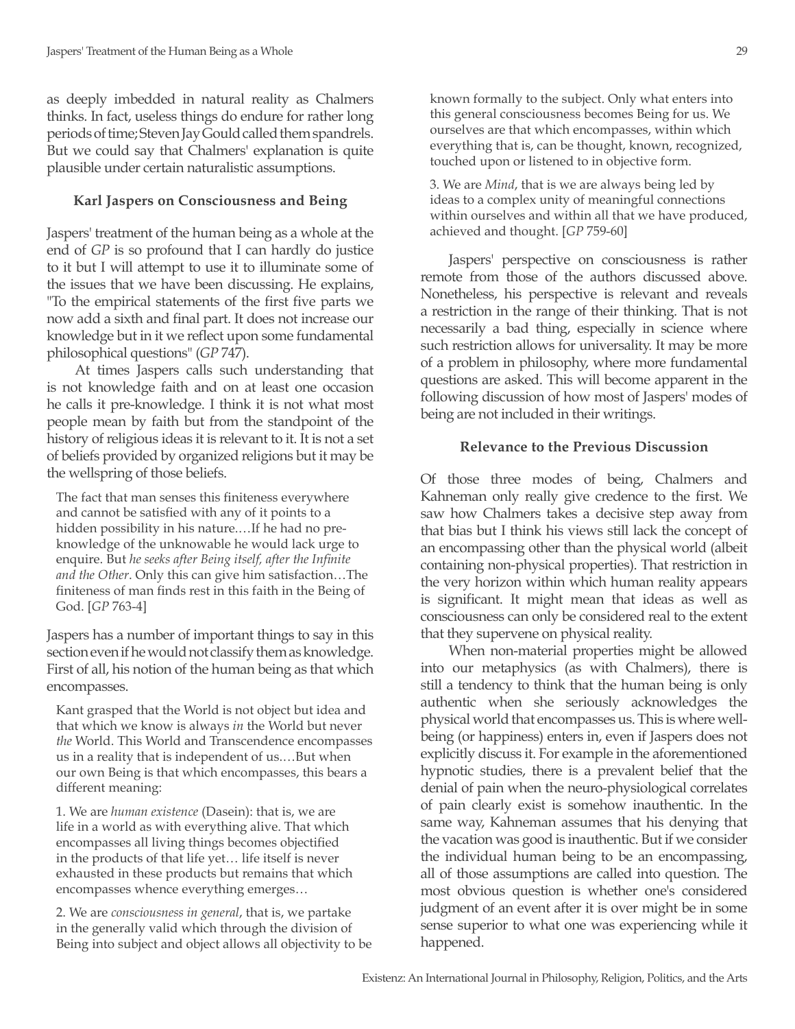as deeply imbedded in natural reality as Chalmers thinks. In fact, useless things do endure for rather long periods of time; Steven Jay Gould called them spandrels. But we could say that Chalmers' explanation is quite plausible under certain naturalistic assumptions.

### Karl Jaspers on Consciousness and Being

Jaspers' treatment of the human being as a whole at the end of *GP* is so profound that I can hardly do justice to it but I will attempt to use it to illuminate some of the issues that we have been discussing. He explains, "To the empirical statements of the first five parts we now add a sixth and final part. It does not increase our knowledge but in it we reflect upon some fundamental philosophical questions" (*GP* 747).

At times Jaspers calls such understanding that is not knowledge faith and on at least one occasion he calls it pre-knowledge. I think it is not what most people mean by faith but from the standpoint of the history of religious ideas it is relevant to it. It is not a set of beliefs provided by organized religions but it may be the wellspring of those beliefs.

> The fact that man senses this finiteness everywhere and cannot be satisfied with any of it points to a hidden possibility in his nature.…If he had no pre-knowledge of the unknowable he would lack urge to enquire. But *he seeks after Being itself, after the Infinite and the Other*. Only this can give him satisfaction…The finiteness of man finds rest in this faith in the Being of God. [*GP* 763-4]

Jaspers has a number of important things to say in this section even if he would not classify them as knowledge. First of all, his notion of the human being as that which encompasses.

> Kant grasped that the World is not object but idea and that which we know is always *in* the World but never *the* World. This World and Transcendence encompasses us in a reality that is independent of us.…But when our own Being is that which encompasses, this bears a different meaning:
>
> 1. We are *human existence* (Dasein): that is, we are life in a world as with everything alive. That which encompasses all living things becomes objectified in the products of that life yet… life itself is never exhausted in these products but remains that which encompasses whence everything emerges…
>
> 2. We are *consciousness in general*, that is, we partake in the generally valid which through the division of Being into subject and object allows all objectivity to be known formally to the subject. Only what enters into this general consciousness becomes Being for us. We ourselves are that which encompasses, within which everything that is, can be thought, known, recognized, touched upon or listened to in objective form.
>
> 3. We are *Mind*, that is we are always being led by ideas to a complex unity of meaningful connections within ourselves and within all that we have produced, achieved and thought. [*GP* 759-60]

Jaspers' perspective on consciousness is rather remote from those of the authors discussed above. Nonetheless, his perspective is relevant and reveals a restriction in the range of their thinking. That is not necessarily a bad thing, especially in science where such restriction allows for universality. It may be more of a problem in philosophy, where more fundamental questions are asked. This will become apparent in the following discussion of how most of Jaspers' modes of being are not included in their writings.

### Relevance to the Previous Discussion

Of those three modes of being, Chalmers and Kahneman only really give credence to the first. We saw how Chalmers takes a decisive step away from that bias but I think his views still lack the concept of an encompassing other than the physical world (albeit containing non-physical properties). That restriction in the very horizon within which human reality appears is significant. It might mean that ideas as well as consciousness can only be considered real to the extent that they supervene on physical reality.

When non-material properties might be allowed into our metaphysics (as with Chalmers), there is still a tendency to think that the human being is only authentic when she seriously acknowledges the physical world that encompasses us. This is where well-being (or happiness) enters in, even if Jaspers does not explicitly discuss it. For example in the aforementioned hypnotic studies, there is a prevalent belief that the denial of pain when the neuro-physiological correlates of pain clearly exist is somehow inauthentic. In the same way, Kahneman assumes that his denying that the vacation was good is inauthentic. But if we consider the individual human being to be an encompassing, all of those assumptions are called into question. The most obvious question is whether one's considered judgment of an event after it is over might be in some sense superior to what one was experiencing while it happened.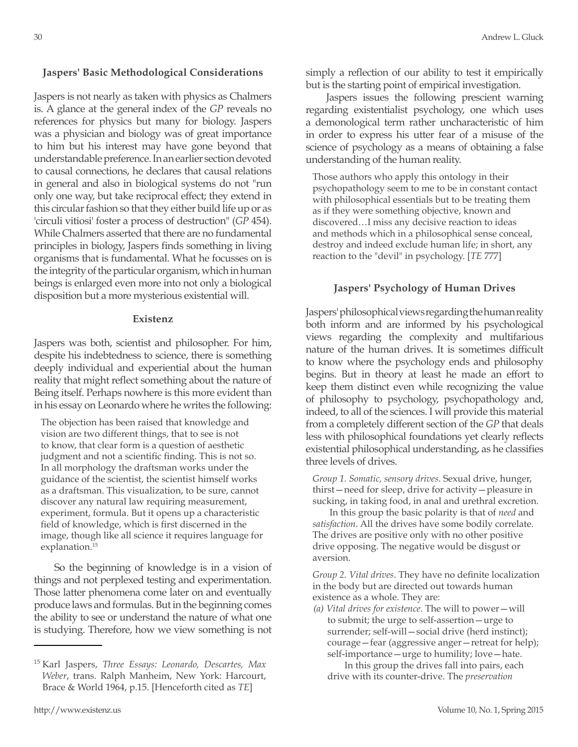### Jaspers' Basic Methodological Considerations

Jaspers is not nearly as taken with physics as Chalmers is. A glance at the general index of the *GP* reveals no references for physics but many for biology. Jaspers was a physician and biology was of great importance to him but his interest may have gone beyond that understandable preference. In an earlier section devoted to causal connections, he declares that causal relations in general and also in biological systems do not "run only one way, but take reciprocal effect; they extend in this circular fashion so that they either build life up or as 'circuli vitiosi' foster a process of destruction" (*GP* 454). While Chalmers asserted that there are no fundamental principles in biology, Jaspers finds something in living organisms that is fundamental. What he focusses on is the integrity of the particular organism, which in human beings is enlarged even more into not only a biological disposition but a more mysterious existential will.

### Existenz

Jaspers was both, scientist and philosopher. For him, despite his indebtedness to science, there is something deeply individual and experiential about the human reality that might reflect something about the nature of Being itself. Perhaps nowhere is this more evident than in his essay on Leonardo where he writes the following:

> The objection has been raised that knowledge and vision are two different things, that to see is not to know, that clear form is a question of aesthetic judgment and not a scientific finding. This is not so. In all morphology the draftsman works under the guidance of the scientist, the scientist himself works as a draftsman. This visualization, to be sure, cannot discover any natural law requiring measurement, experiment, formula. But it opens up a characteristic field of knowledge, which is first discerned in the image, though like all science it requires language for explanation.[15]

So the beginning of knowledge is in a vision of things and not perplexed testing and experimentation. Those latter phenomena come later on and eventually produce laws and formulas. But in the beginning comes the ability to see or understand the nature of what one is studying. Therefore, how we view something is not simply a reflection of our ability to test it empirically but is the starting point of empirical investigation.

Jaspers issues the following prescient warning regarding existentialist psychology, one which uses a demonological term rather uncharacteristic of him in order to express his utter fear of a misuse of the science of psychology as a means of obtaining a false understanding of the human reality.

> Those authors who apply this ontology in their psychopathology seem to me to be in constant contact with philosophical essentials but to be treating them as if they were something objective, known and discovered…I miss any decisive reaction to ideas and methods which in a philosophical sense conceal, destroy and indeed exclude human life; in short, any reaction to the "devil" in psychology. [*TE* 777]

### Jaspers' Psychology of Human Drives

Jaspers' philosophical views regarding the human reality both inform and are informed by his psychological views regarding the complexity and multifarious nature of the human drives. It is sometimes difficult to know where the psychology ends and philosophy begins. But in theory at least he made an effort to keep them distinct even while recognizing the value of philosophy to psychology, psychopathology and, indeed, to all of the sciences. I will provide this material from a completely different section of the *GP* that deals less with philosophical foundations yet clearly reflects existential philosophical understanding, as he classifies three levels of drives.

> *Group 1. Somatic, sensory drives*. Sexual drive, hunger, thirst—need for sleep, drive for activity—pleasure in sucking, in taking food, in anal and urethral excretion.
>
> In this group the basic polarity is that of *need* and *satisfaction*. All the drives have some bodily correlate. The drives are positive only with no other positive drive opposing. The negative would be disgust or aversion.
>
> *Group 2. Vital drives*. They have no definite localization in the body but are directed out towards human existence as a whole. They are:
>
> *(a) Vital drives for existence*. The will to power—will to submit; the urge to self-assertion—urge to surrender; self-will—social drive (herd instinct); courage—fear (aggressive anger—retreat for help); self-importance—urge to humility; love—hate.
>
> In this group the drives fall into pairs, each drive with its counter-drive. The *preservation*

[15] Karl Jaspers, *Three Essays: Leonardo, Descartes, Max Weber*, trans. Ralph Manheim, New York: Harcourt, Brace & World 1964, p.15. [Henceforth cited as *TE*]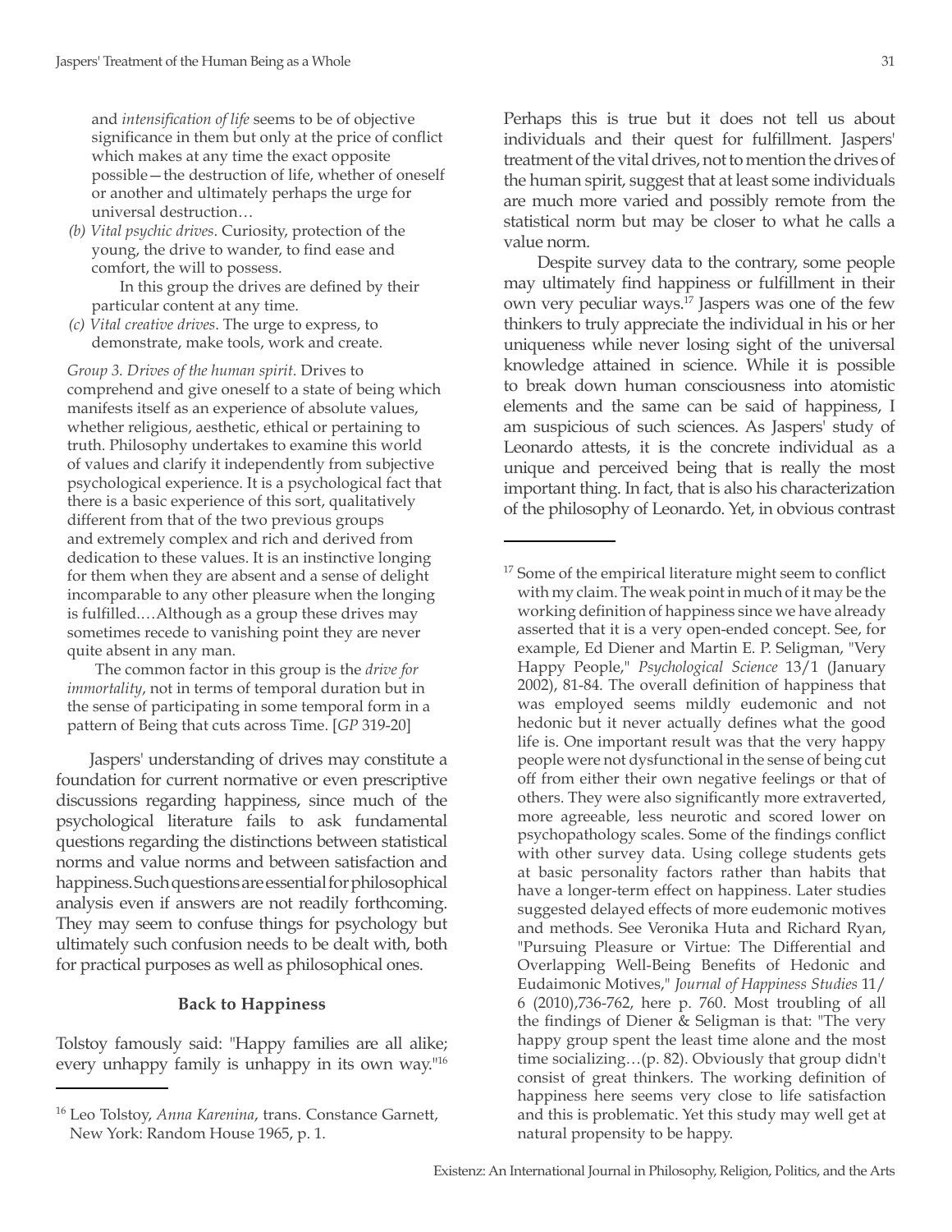and *intensification of life* seems to be of objective significance in them but only at the price of conflict which makes at any time the exact opposite possible—the destruction of life, whether of oneself or another and ultimately perhaps the urge for universal destruction…

*(b) Vital psychic drives*. Curiosity, protection of the young, the drive to wander, to find ease and comfort, the will to possess.

In this group the drives are defined by their particular content at any time.

*(c) Vital creative drives*. The urge to express, to demonstrate, make tools, work and create.

*Group 3. Drives of the human spirit*. Drives to comprehend and give oneself to a state of being which manifests itself as an experience of absolute values, whether religious, aesthetic, ethical or pertaining to truth. Philosophy undertakes to examine this world of values and clarify it independently from subjective psychological experience. It is a psychological fact that there is a basic experience of this sort, qualitatively different from that of the two previous groups and extremely complex and rich and derived from dedication to these values. It is an instinctive longing for them when they are absent and a sense of delight incomparable to any other pleasure when the longing is fulfilled.…Although as a group these drives may sometimes recede to vanishing point they are never quite absent in any man.

The common factor in this group is the *drive for immortality*, not in terms of temporal duration but in the sense of participating in some temporal form in a pattern of Being that cuts across Time. [*GP* 319-20]

Jaspers' understanding of drives may constitute a foundation for current normative or even prescriptive discussions regarding happiness, since much of the psychological literature fails to ask fundamental questions regarding the distinctions between statistical norms and value norms and between satisfaction and happiness. Such questions are essential for philosophical analysis even if answers are not readily forthcoming. They may seem to confuse things for psychology but ultimately such confusion needs to be dealt with, both for practical purposes as well as philosophical ones.

### Back to Happiness

Tolstoy famously said: "Happy families are all alike; every unhappy family is unhappy in its own way."[16] Perhaps this is true but it does not tell us about individuals and their quest for fulfillment. Jaspers' treatment of the vital drives, not to mention the drives of the human spirit, suggest that at least some individuals are much more varied and possibly remote from the statistical norm but may be closer to what he calls a value norm.

Despite survey data to the contrary, some people may ultimately find happiness or fulfillment in their own very peculiar ways.[17] Jaspers was one of the few thinkers to truly appreciate the individual in his or her uniqueness while never losing sight of the universal knowledge attained in science. While it is possible to break down human consciousness into atomistic elements and the same can be said of happiness, I am suspicious of such sciences. As Jaspers' study of Leonardo attests, it is the concrete individual as a unique and perceived being that is really the most important thing. In fact, that is also his characterization of the philosophy of Leonardo. Yet, in obvious contrast

---

[16] Leo Tolstoy, *Anna Karenina*, trans. Constance Garnett, New York: Random House 1965, p. 1.

[17] Some of the empirical literature might seem to conflict with my claim. The weak point in much of it may be the working definition of happiness since we have already asserted that it is a very open-ended concept. See, for example, Ed Diener and Martin E. P. Seligman, "Very Happy People," *Psychological Science* 13/1 (January 2002), 81-84. The overall definition of happiness that was employed seems mildly eudemonic and not hedonic but it never actually defines what the good life is. One important result was that the very happy people were not dysfunctional in the sense of being cut off from either their own negative feelings or that of others. They were also significantly more extraverted, more agreeable, less neurotic and scored lower on psychopathology scales. Some of the findings conflict with other survey data. Using college students gets at basic personality factors rather than habits that have a longer-term effect on happiness. Later studies suggested delayed effects of more eudemonic motives and methods. See Veronika Huta and Richard Ryan, "Pursuing Pleasure or Virtue: The Differential and Overlapping Well-Being Benefits of Hedonic and Eudaimonic Motives," *Journal of Happiness Studies* 11/6 (2010),736-762, here p. 760. Most troubling of all the findings of Diener & Seligman is that: "The very happy group spent the least time alone and the most time socializing…(p. 82). Obviously that group didn't consist of great thinkers. The working definition of happiness here seems very close to life satisfaction and this is problematic. Yet this study may well get at natural propensity to be happy.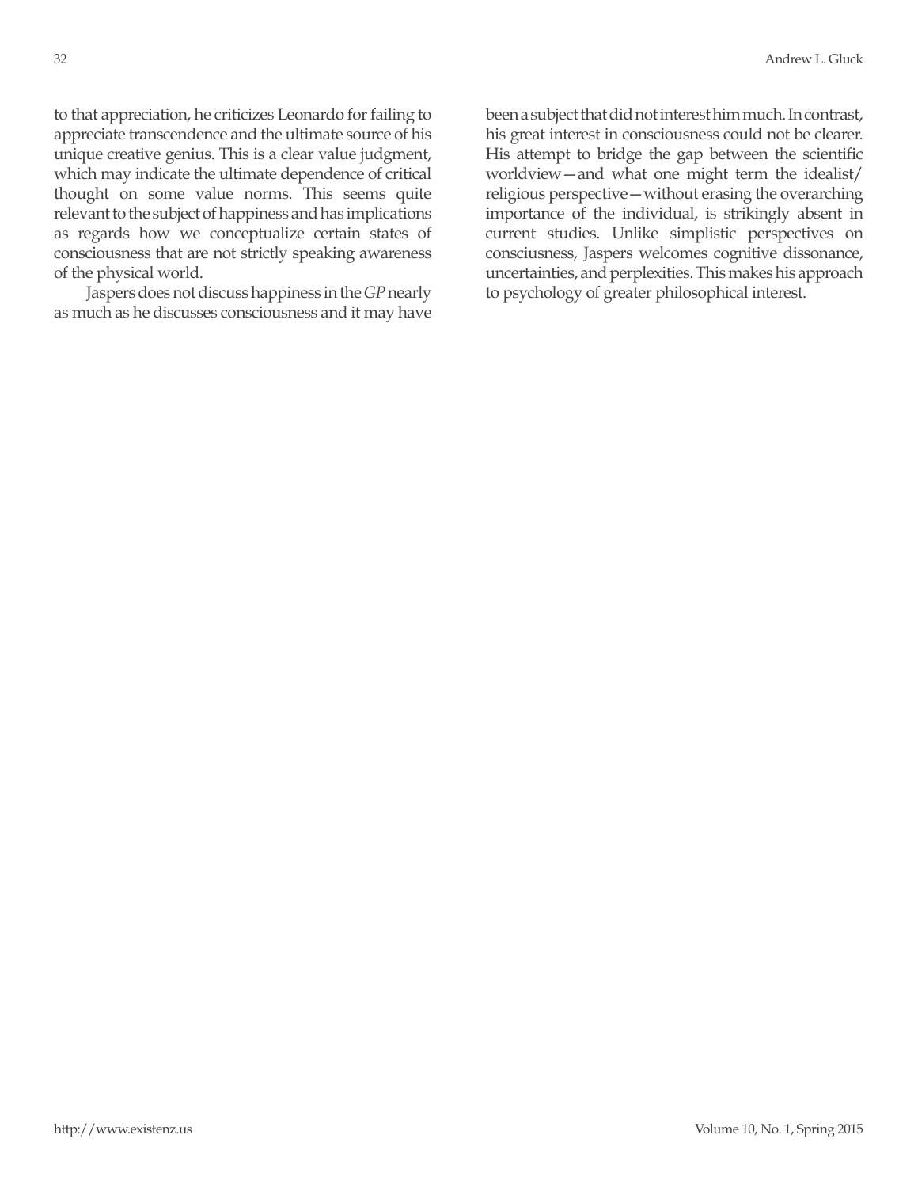to that appreciation, he criticizes Leonardo for failing to appreciate transcendence and the ultimate source of his unique creative genius. This is a clear value judgment, which may indicate the ultimate dependence of critical thought on some value norms. This seems quite relevant to the subject of happiness and has implications as regards how we conceptualize certain states of consciousness that are not strictly speaking awareness of the physical world.

Jaspers does not discuss happiness in the *GP* nearly as much as he discusses consciousness and it may have been a subject that did not interest him much. In contrast, his great interest in consciousness could not be clearer. His attempt to bridge the gap between the scientific worldview—and what one might term the idealist/religious perspective—without erasing the overarching importance of the individual, is strikingly absent in current studies. Unlike simplistic perspectives on consciusness, Jaspers welcomes cognitive dissonance, uncertainties, and perplexities. This makes his approach to psychology of greater philosophical interest.